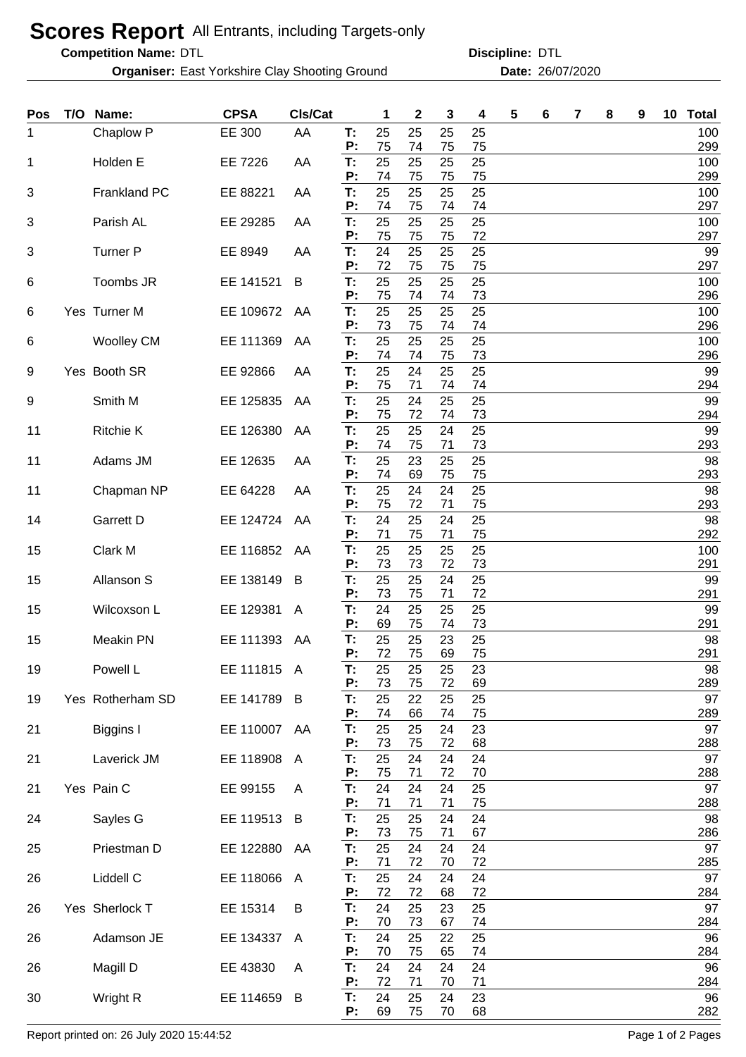# Scores Report All Entrants, including Targets-only

**Competition Name:** DTL **Discipline:** DTL

**Organiser:** East Yorkshire Clay Shooting Ground **Date:** 26/07/2020

| Pos | T/O | Name: | CPSA | Cls/Cat | | 1 | 2 | 3 | 4 | 5 | 6 | 7 | 8 | 9 | 10 | Total |
|---|---|---|---|---|---|---|---|---|---|---|---|---|---|---|---|---|
| 1 | | Chaplow P | EE 300 | AA | T: | 25 | 25 | 25 | 25 | | | | | | | 100 |
| | | | | | P: | 75 | 74 | 75 | 75 | | | | | | | 299 |
| 1 | | Holden E | EE 7226 | AA | T: | 25 | 25 | 25 | 25 | | | | | | | 100 |
| | | | | | P: | 74 | 75 | 75 | 75 | | | | | | | 299 |
| 3 | | Frankland PC | EE 88221 | AA | T: | 25 | 25 | 25 | 25 | | | | | | | 100 |
| | | | | | P: | 74 | 75 | 74 | 74 | | | | | | | 297 |
| 3 | | Parish AL | EE 29285 | AA | T: | 25 | 25 | 25 | 25 | | | | | | | 100 |
| | | | | | P: | 75 | 75 | 75 | 72 | | | | | | | 297 |
| 3 | | Turner P | EE 8949 | AA | T: | 24 | 25 | 25 | 25 | | | | | | | 99 |
| | | | | | P: | 72 | 75 | 75 | 75 | | | | | | | 297 |
| 6 | | Toombs JR | EE 141521 | B | T: | 25 | 25 | 25 | 25 | | | | | | | 100 |
| | | | | | P: | 75 | 74 | 74 | 73 | | | | | | | 296 |
| 6 | Yes | Turner M | EE 109672 | AA | T: | 25 | 25 | 25 | 25 | | | | | | | 100 |
| | | | | | P: | 73 | 75 | 74 | 74 | | | | | | | 296 |
| 6 | | Woolley CM | EE 111369 | AA | T: | 25 | 25 | 25 | 25 | | | | | | | 100 |
| | | | | | P: | 74 | 74 | 75 | 73 | | | | | | | 296 |
| 9 | Yes | Booth SR | EE 92866 | AA | T: | 25 | 24 | 25 | 25 | | | | | | | 99 |
| | | | | | P: | 75 | 71 | 74 | 74 | | | | | | | 294 |
| 9 | | Smith M | EE 125835 | AA | T: | 25 | 24 | 25 | 25 | | | | | | | 99 |
| | | | | | P: | 75 | 72 | 74 | 73 | | | | | | | 294 |
| 11 | | Ritchie K | EE 126380 | AA | T: | 25 | 25 | 24 | 25 | | | | | | | 99 |
| | | | | | P: | 74 | 75 | 71 | 73 | | | | | | | 293 |
| 11 | | Adams JM | EE 12635 | AA | T: | 25 | 23 | 25 | 25 | | | | | | | 98 |
| | | | | | P: | 74 | 69 | 75 | 75 | | | | | | | 293 |
| 11 | | Chapman NP | EE 64228 | AA | T: | 25 | 24 | 24 | 25 | | | | | | | 98 |
| | | | | | P: | 75 | 72 | 71 | 75 | | | | | | | 293 |
| 14 | | Garrett D | EE 124724 | AA | T: | 24 | 25 | 24 | 25 | | | | | | | 98 |
| | | | | | P: | 71 | 75 | 71 | 75 | | | | | | | 292 |
| 15 | | Clark M | EE 116852 | AA | T: | 25 | 25 | 25 | 25 | | | | | | | 100 |
| | | | | | P: | 73 | 73 | 72 | 73 | | | | | | | 291 |
| 15 | | Allanson S | EE 138149 | B | T: | 25 | 25 | 24 | 25 | | | | | | | 99 |
| | | | | | P: | 73 | 75 | 71 | 72 | | | | | | | 291 |
| 15 | | Wilcoxson L | EE 129381 | A | T: | 24 | 25 | 25 | 25 | | | | | | | 99 |
| | | | | | P: | 69 | 75 | 74 | 73 | | | | | | | 291 |
| 15 | | Meakin PN | EE 111393 | AA | T: | 25 | 25 | 23 | 25 | | | | | | | 98 |
| | | | | | P: | 72 | 75 | 69 | 75 | | | | | | | 291 |
| 19 | | Powell L | EE 111815 | A | T: | 25 | 25 | 25 | 23 | | | | | | | 98 |
| | | | | | P: | 73 | 75 | 72 | 69 | | | | | | | 289 |
| 19 | Yes | Rotherham SD | EE 141789 | B | T: | 25 | 22 | 25 | 25 | | | | | | | 97 |
| | | | | | P: | 74 | 66 | 74 | 75 | | | | | | | 289 |
| 21 | | Biggins I | EE 110007 | AA | T: | 25 | 25 | 24 | 23 | | | | | | | 97 |
| | | | | | P: | 73 | 75 | 72 | 68 | | | | | | | 288 |
| 21 | | Laverick JM | EE 118908 | A | T: | 25 | 24 | 24 | 24 | | | | | | | 97 |
| | | | | | P: | 75 | 71 | 72 | 70 | | | | | | | 288 |
| 21 | Yes | Pain C | EE 99155 | A | T: | 24 | 24 | 24 | 25 | | | | | | | 97 |
| | | | | | P: | 71 | 71 | 71 | 75 | | | | | | | 288 |
| 24 | | Sayles G | EE 119513 | B | T: | 25 | 25 | 24 | 24 | | | | | | | 98 |
| | | | | | P: | 73 | 75 | 71 | 67 | | | | | | | 286 |
| 25 | | Priestman D | EE 122880 | AA | T: | 25 | 24 | 24 | 24 | | | | | | | 97 |
| | | | | | P: | 71 | 72 | 70 | 72 | | | | | | | 285 |
| 26 | | Liddell C | EE 118066 | A | T: | 25 | 24 | 24 | 24 | | | | | | | 97 |
| | | | | | P: | 72 | 72 | 68 | 72 | | | | | | | 284 |
| 26 | Yes | Sherlock T | EE 15314 | B | T: | 24 | 25 | 23 | 25 | | | | | | | 97 |
| | | | | | P: | 70 | 73 | 67 | 74 | | | | | | | 284 |
| 26 | | Adamson JE | EE 134337 | A | T: | 24 | 25 | 22 | 25 | | | | | | | 96 |
| | | | | | P: | 70 | 75 | 65 | 74 | | | | | | | 284 |
| 26 | | Magill D | EE 43830 | A | T: | 24 | 24 | 24 | 24 | | | | | | | 96 |
| | | | | | P: | 72 | 71 | 70 | 71 | | | | | | | 284 |
| 30 | | Wright R | EE 114659 | B | T: | 24 | 25 | 24 | 23 | | | | | | | 96 |
| | | | | | P: | 69 | 75 | 70 | 68 | | | | | | | 282 |

Report printed on: 26 July 2020 15:44:52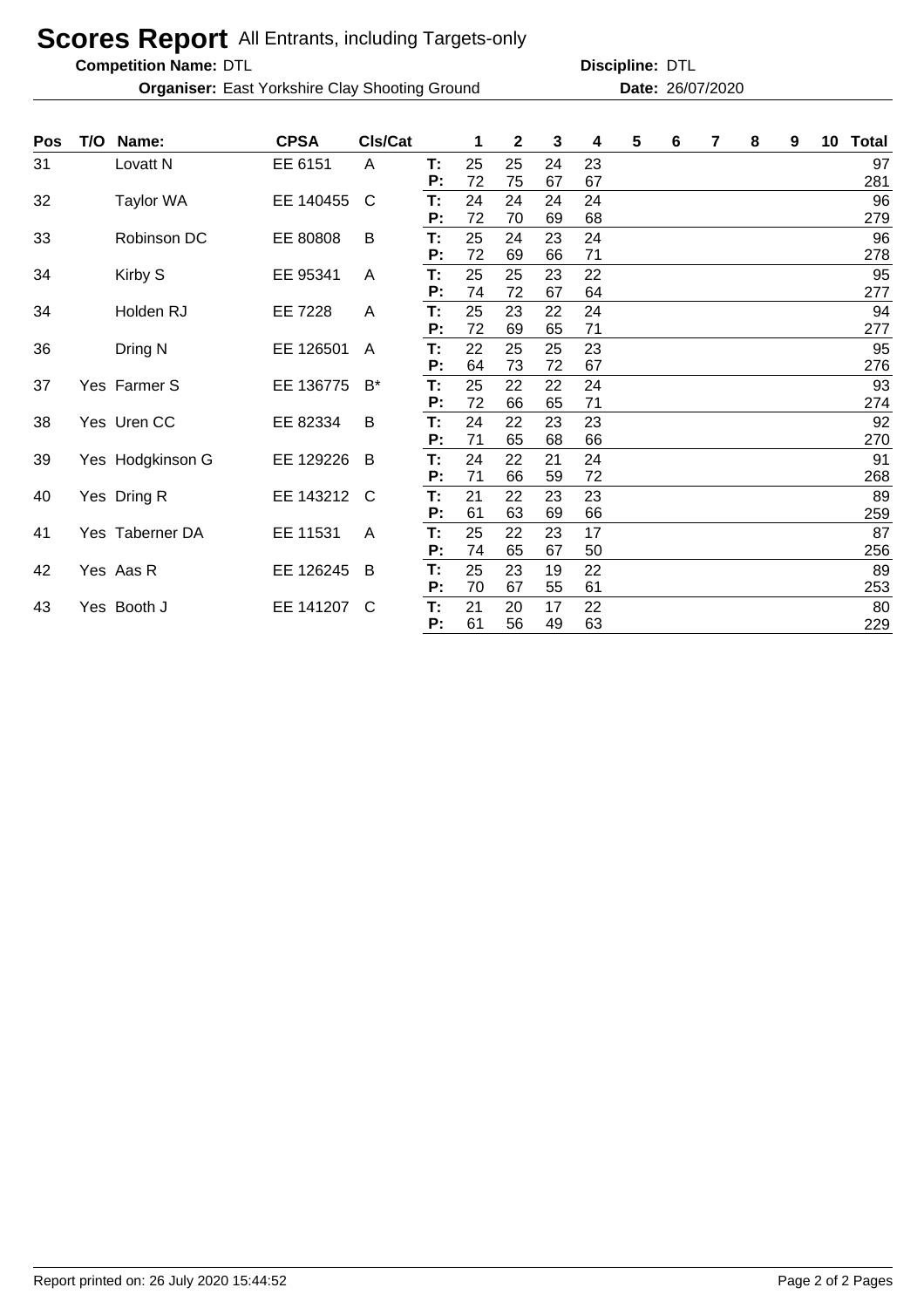# Scores Report All Entrants, including Targets-only

**Competition Name:** DTL **Discipline:** DTL

**Organiser:** East Yorkshire Clay Shooting Ground **Date:** 26/07/2020

| Pos | T/O | Name: | CPSA | Cls/Cat | | 1 | 2 | 3 | 4 | 5 | 6 | 7 | 8 | 9 | 10 | Total |
|---|---|---|---|---|---|---|---|---|---|---|---|---|---|---|---|---|
| 31 | | Lovatt N | EE 6151 | A | T: | 25 | 25 | 24 | 23 | | | | | | | 97 |
| | | | | | P: | 72 | 75 | 67 | 67 | | | | | | | 281 |
| 32 | | Taylor WA | EE 140455 | C | T: | 24 | 24 | 24 | 24 | | | | | | | 96 |
| | | | | | P: | 72 | 70 | 69 | 68 | | | | | | | 279 |
| 33 | | Robinson DC | EE 80808 | B | T: | 25 | 24 | 23 | 24 | | | | | | | 96 |
| | | | | | P: | 72 | 69 | 66 | 71 | | | | | | | 278 |
| 34 | | Kirby S | EE 95341 | A | T: | 25 | 25 | 23 | 22 | | | | | | | 95 |
| | | | | | P: | 74 | 72 | 67 | 64 | | | | | | | 277 |
| 34 | | Holden RJ | EE 7228 | A | T: | 25 | 23 | 22 | 24 | | | | | | | 94 |
| | | | | | P: | 72 | 69 | 65 | 71 | | | | | | | 277 |
| 36 | | Dring N | EE 126501 | A | T: | 22 | 25 | 25 | 23 | | | | | | | 95 |
| | | | | | P: | 64 | 73 | 72 | 67 | | | | | | | 276 |
| 37 | Yes | Farmer S | EE 136775 | B* | T: | 25 | 22 | 22 | 24 | | | | | | | 93 |
| | | | | | P: | 72 | 66 | 65 | 71 | | | | | | | 274 |
| 38 | Yes | Uren CC | EE 82334 | B | T: | 24 | 22 | 23 | 23 | | | | | | | 92 |
| | | | | | P: | 71 | 65 | 68 | 66 | | | | | | | 270 |
| 39 | Yes | Hodgkinson G | EE 129226 | B | T: | 24 | 22 | 21 | 24 | | | | | | | 91 |
| | | | | | P: | 71 | 66 | 59 | 72 | | | | | | | 268 |
| 40 | Yes | Dring R | EE 143212 | C | T: | 21 | 22 | 23 | 23 | | | | | | | 89 |
| | | | | | P: | 61 | 63 | 69 | 66 | | | | | | | 259 |
| 41 | Yes | Taberner DA | EE 11531 | A | T: | 25 | 22 | 23 | 17 | | | | | | | 87 |
| | | | | | P: | 74 | 65 | 67 | 50 | | | | | | | 256 |
| 42 | Yes | Aas R | EE 126245 | B | T: | 25 | 23 | 19 | 22 | | | | | | | 89 |
| | | | | | P: | 70 | 67 | 55 | 61 | | | | | | | 253 |
| 43 | Yes | Booth J | EE 141207 | C | T: | 21 | 20 | 17 | 22 | | | | | | | 80 |
| | | | | | P: | 61 | 56 | 49 | 63 | | | | | | | 229 |

Report printed on: 26 July 2020 15:44:52